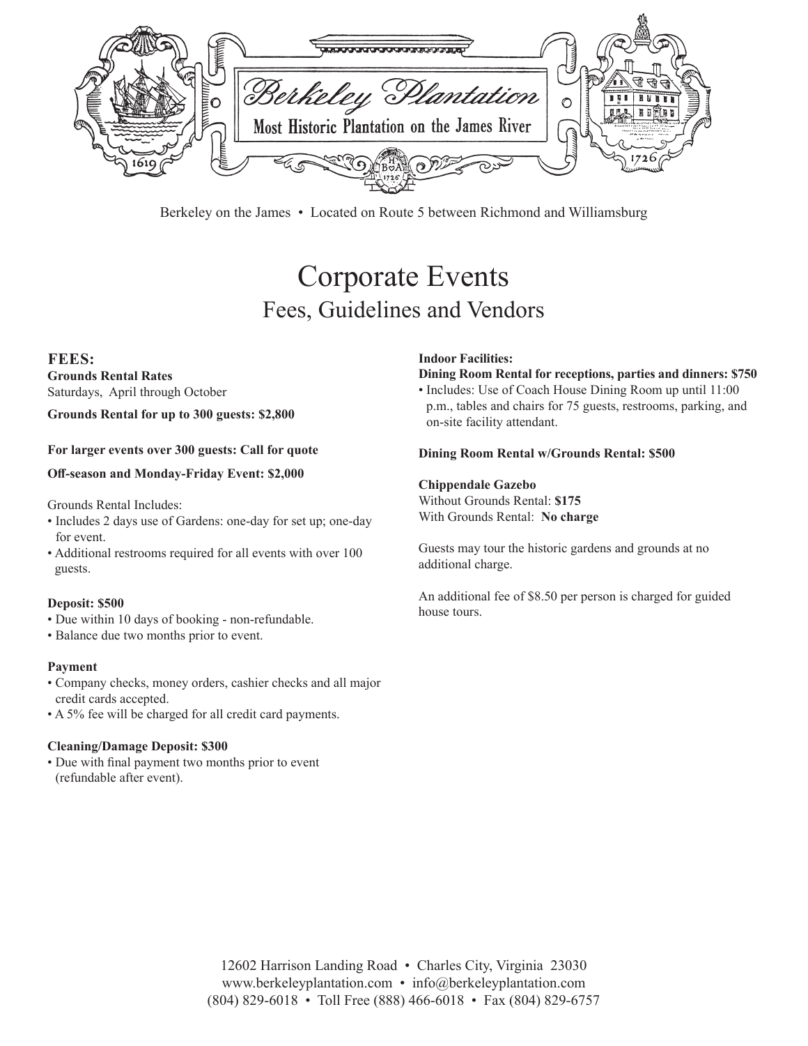# Berkeley Plantation

Most Historic Plantation on the James River

1619 — 1726

Berkeley on the James • Located on Route 5 between Richmond and Williamsburg

# Corporate Events

## Fees, Guidelines and Vendors

### FEES:

**Grounds Rental Rates**
Saturdays, April through October

**Grounds Rental for up to 300 guests: $2,800**

**For larger events over 300 guests: Call for quote**

**Off-season and Monday-Friday Event: $2,000**

Grounds Rental Includes:

- Includes 2 days use of Gardens: one-day for set up; one-day for event.
- Additional restrooms required for all events with over 100 guests.

**Deposit: $500**

- Due within 10 days of booking - non-refundable.
- Balance due two months prior to event.

**Payment**

- Company checks, money orders, cashier checks and all major credit cards accepted.
- A 5% fee will be charged for all credit card payments.

**Cleaning/Damage Deposit: $300**

- Due with final payment two months prior to event (refundable after event).

**Indoor Facilities:**

**Dining Room Rental for receptions, parties and dinners: $750**

- Includes: Use of Coach House Dining Room up until 11:00 p.m., tables and chairs for 75 guests, restrooms, parking, and on-site facility attendant.

**Dining Room Rental w/Grounds Rental: $500**

**Chippendale Gazebo**
Without Grounds Rental: **$175**
With Grounds Rental: **No charge**

Guests may tour the historic gardens and grounds at no additional charge.

An additional fee of $8.50 per person is charged for guided house tours.

12602 Harrison Landing Road • Charles City, Virginia 23030
www.berkeleyplantation.com • info@berkeleyplantation.com
(804) 829-6018 • Toll Free (888) 466-6018 • Fax (804) 829-6757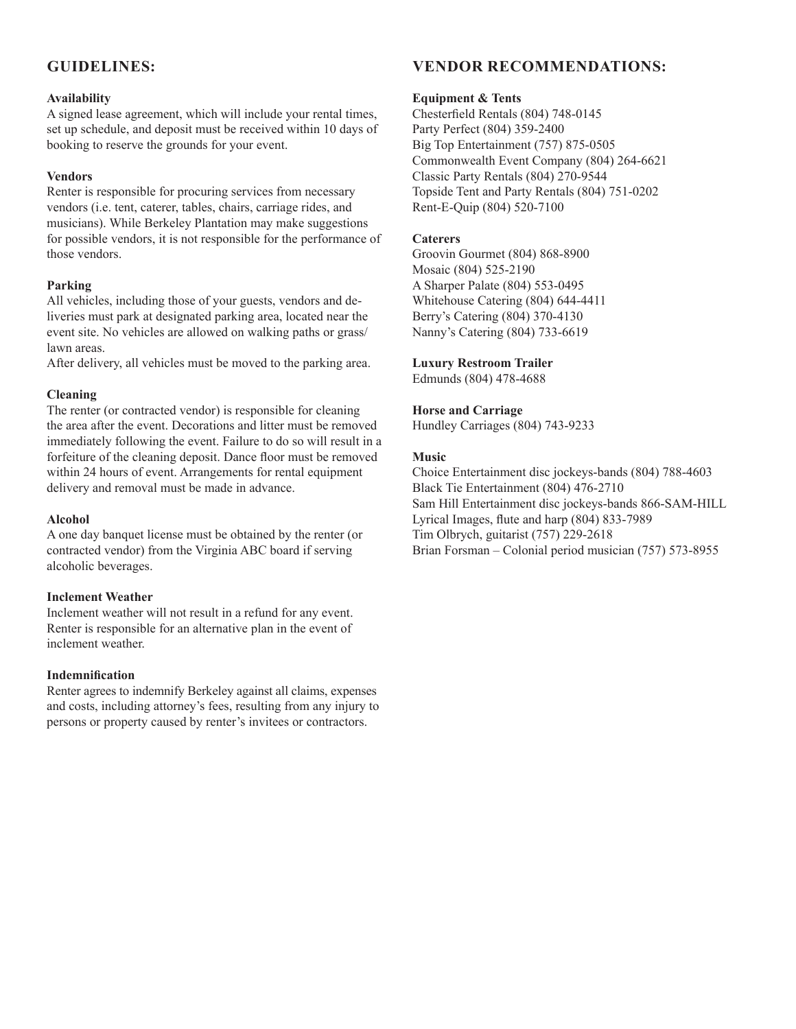## GUIDELINES:

### Availability

A signed lease agreement, which will include your rental times, set up schedule, and deposit must be received within 10 days of booking to reserve the grounds for your event.

### Vendors

Renter is responsible for procuring services from necessary vendors (i.e. tent, caterer, tables, chairs, carriage rides, and musicians). While Berkeley Plantation may make suggestions for possible vendors, it is not responsible for the performance of those vendors.

### Parking

All vehicles, including those of your guests, vendors and deliveries must park at designated parking area, located near the event site. No vehicles are allowed on walking paths or grass/lawn areas.

After delivery, all vehicles must be moved to the parking area.

### Cleaning

The renter (or contracted vendor) is responsible for cleaning the area after the event. Decorations and litter must be removed immediately following the event. Failure to do so will result in a forfeiture of the cleaning deposit. Dance floor must be removed within 24 hours of event. Arrangements for rental equipment delivery and removal must be made in advance.

### Alcohol

A one day banquet license must be obtained by the renter (or contracted vendor) from the Virginia ABC board if serving alcoholic beverages.

### Inclement Weather

Inclement weather will not result in a refund for any event. Renter is responsible for an alternative plan in the event of inclement weather.

### Indemnification

Renter agrees to indemnify Berkeley against all claims, expenses and costs, including attorney's fees, resulting from any injury to persons or property caused by renter's invitees or contractors.

## VENDOR RECOMMENDATIONS:

### Equipment & Tents

Chesterfield Rentals (804) 748-0145
Party Perfect (804) 359-2400
Big Top Entertainment (757) 875-0505
Commonwealth Event Company (804) 264-6621
Classic Party Rentals (804) 270-9544
Topside Tent and Party Rentals (804) 751-0202
Rent-E-Quip (804) 520-7100

### Caterers

Groovin Gourmet (804) 868-8900
Mosaic (804) 525-2190
A Sharper Palate (804) 553-0495
Whitehouse Catering (804) 644-4411
Berry's Catering (804) 370-4130
Nanny's Catering (804) 733-6619

### Luxury Restroom Trailer

Edmunds (804) 478-4688

### Horse and Carriage

Hundley Carriages (804) 743-9233

### Music

Choice Entertainment disc jockeys-bands (804) 788-4603
Black Tie Entertainment (804) 476-2710
Sam Hill Entertainment disc jockeys-bands 866-SAM-HILL
Lyrical Images, flute and harp (804) 833-7989
Tim Olbrych, guitarist (757) 229-2618
Brian Forsman – Colonial period musician (757) 573-8955